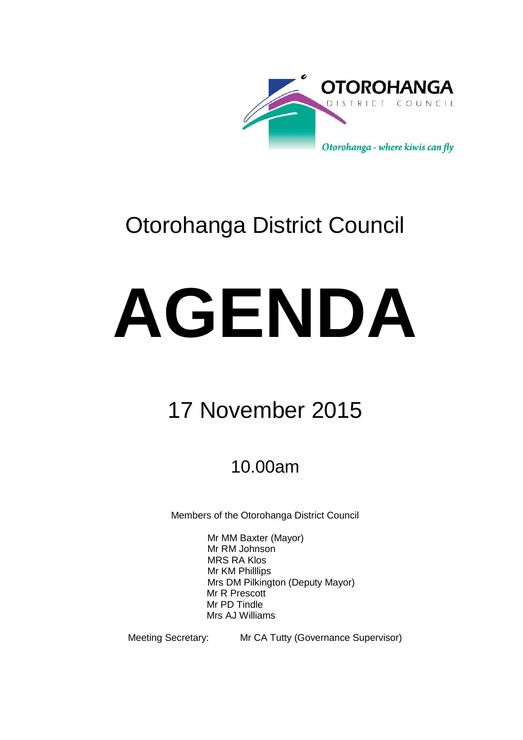OTOROHANGA
DISTRICT COUNCIL

*Otorohanga - where kiwis can fly*

# Otorohanga District Council

# AGENDA

## 17 November 2015

### 10.00am

Members of the Otorohanga District Council

Mr MM Baxter (Mayor)
Mr RM Johnson
MRS RA Klos
Mr KM Philllips
Mrs DM Pilkington (Deputy Mayor)
Mr R Prescott
Mr PD Tindle
Mrs AJ Williams

Meeting Secretary: Mr CA Tutty (Governance Supervisor)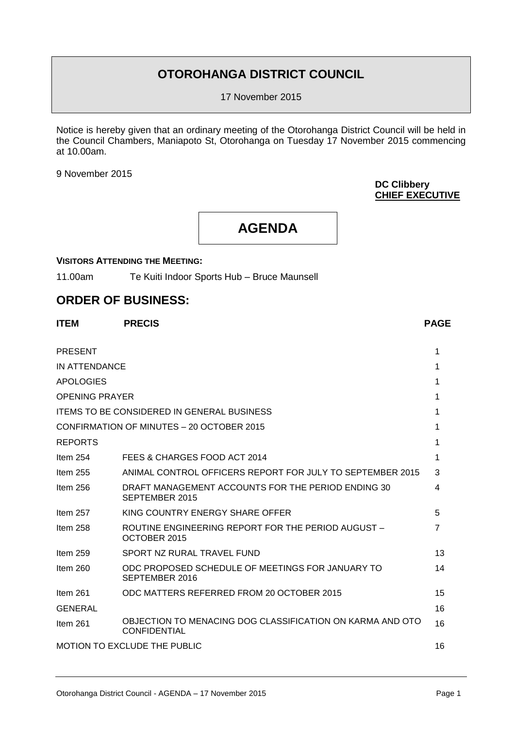# OTOROHANGA DISTRICT COUNCIL

17 November 2015

Notice is hereby given that an ordinary meeting of the Otorohanga District Council will be held in the Council Chambers, Maniapoto St, Otorohanga on Tuesday 17 November 2015 commencing at 10.00am.

9 November 2015

**DC Clibbery**
**CHIEF EXECUTIVE**

# AGENDA

**VISITORS ATTENDING THE MEETING:**

11.00am Te Kuiti Indoor Sports Hub – Bruce Maunsell

## ORDER OF BUSINESS:

| ITEM | PRECIS | PAGE |
|---|---|---|
| PRESENT | | 1 |
| IN ATTENDANCE | | 1 |
| APOLOGIES | | 1 |
| OPENING PRAYER | | 1 |
| ITEMS TO BE CONSIDERED IN GENERAL BUSINESS | | 1 |
| CONFIRMATION OF MINUTES – 20 OCTOBER 2015 | | 1 |
| REPORTS | | 1 |
| Item 254 | FEES & CHARGES FOOD ACT 2014 | 1 |
| Item 255 | ANIMAL CONTROL OFFICERS REPORT FOR JULY TO SEPTEMBER 2015 | 3 |
| Item 256 | DRAFT MANAGEMENT ACCOUNTS FOR THE PERIOD ENDING 30 SEPTEMBER 2015 | 4 |
| Item 257 | KING COUNTRY ENERGY SHARE OFFER | 5 |
| Item 258 | ROUTINE ENGINEERING REPORT FOR THE PERIOD AUGUST – OCTOBER 2015 | 7 |
| Item 259 | SPORT NZ RURAL TRAVEL FUND | 13 |
| Item 260 | ODC PROPOSED SCHEDULE OF MEETINGS FOR JANUARY TO SEPTEMBER 2016 | 14 |
| Item 261 | ODC MATTERS REFERRED FROM 20 OCTOBER 2015 | 15 |
| GENERAL | | 16 |
| Item 261 | OBJECTION TO MENACING DOG CLASSIFICATION ON KARMA AND OTO CONFIDENTIAL | 16 |
| MOTION TO EXCLUDE THE PUBLIC | | 16 |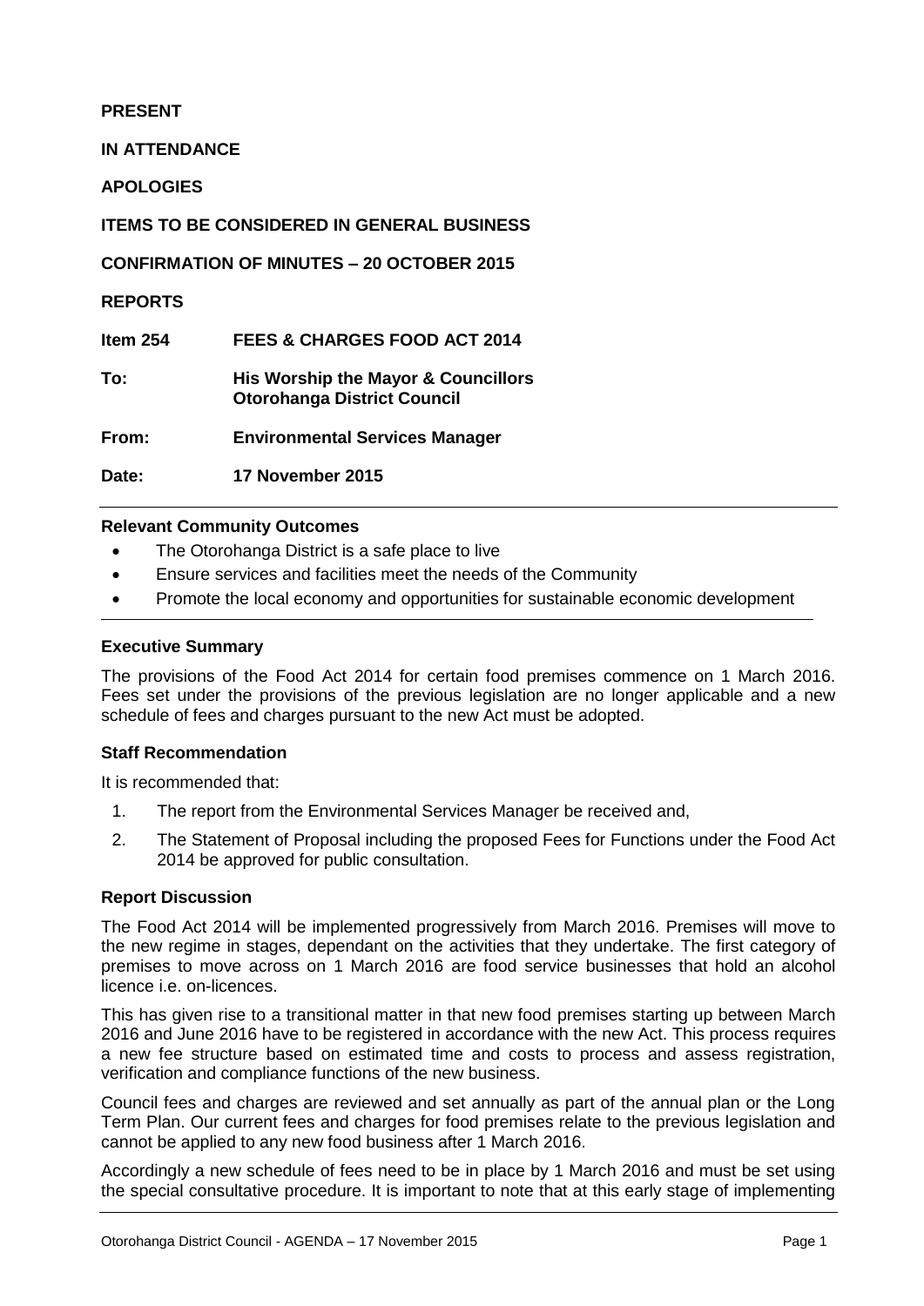**PRESENT**

**IN ATTENDANCE**

**APOLOGIES**

**ITEMS TO BE CONSIDERED IN GENERAL BUSINESS**

**CONFIRMATION OF MINUTES – 20 OCTOBER 2015**

**REPORTS**

| | |
|---|---|
| **Item 254** | **FEES & CHARGES FOOD ACT 2014** |
| **To:** | **His Worship the Mayor & Councillors Otorohanga District Council** |
| **From:** | **Environmental Services Manager** |
| **Date:** | **17 November 2015** |

---

**Relevant Community Outcomes**

- The Otorohanga District is a safe place to live
- Ensure services and facilities meet the needs of the Community
- Promote the local economy and opportunities for sustainable economic development

---

**Executive Summary**

The provisions of the Food Act 2014 for certain food premises commence on 1 March 2016. Fees set under the provisions of the previous legislation are no longer applicable and a new schedule of fees and charges pursuant to the new Act must be adopted.

**Staff Recommendation**

It is recommended that:

1. The report from the Environmental Services Manager be received and,
2. The Statement of Proposal including the proposed Fees for Functions under the Food Act 2014 be approved for public consultation.

**Report Discussion**

The Food Act 2014 will be implemented progressively from March 2016. Premises will move to the new regime in stages, dependant on the activities that they undertake. The first category of premises to move across on 1 March 2016 are food service businesses that hold an alcohol licence i.e. on-licences.

This has given rise to a transitional matter in that new food premises starting up between March 2016 and June 2016 have to be registered in accordance with the new Act. This process requires a new fee structure based on estimated time and costs to process and assess registration, verification and compliance functions of the new business.

Council fees and charges are reviewed and set annually as part of the annual plan or the Long Term Plan. Our current fees and charges for food premises relate to the previous legislation and cannot be applied to any new food business after 1 March 2016.

Accordingly a new schedule of fees need to be in place by 1 March 2016 and must be set using the special consultative procedure. It is important to note that at this early stage of implementing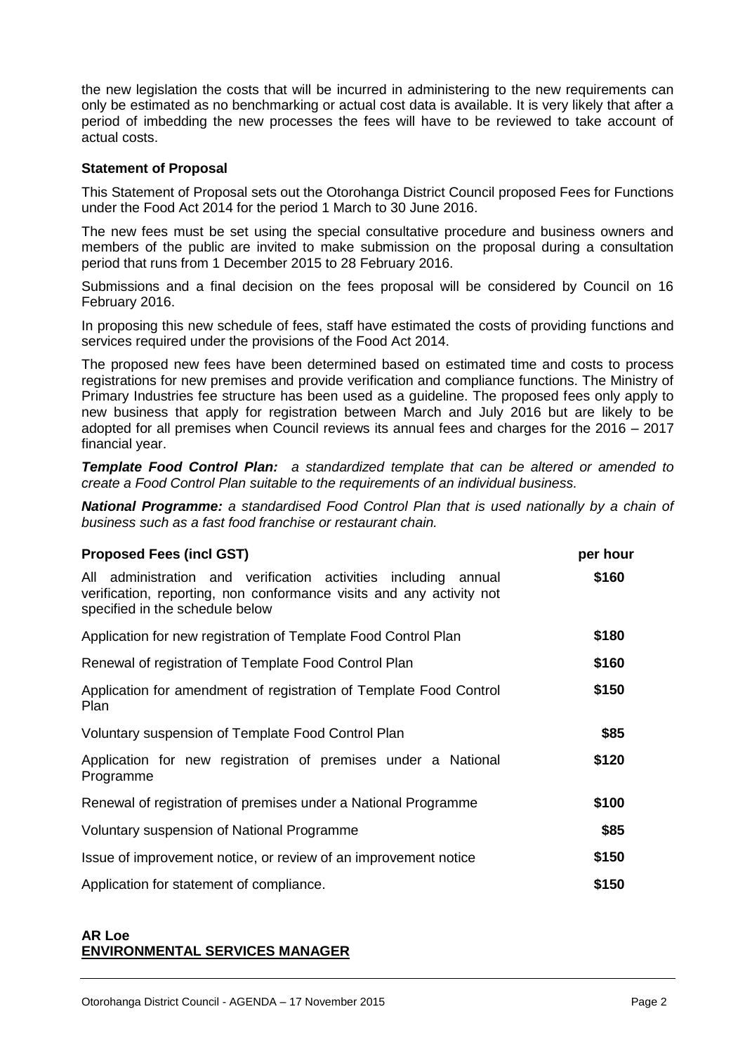the new legislation the costs that will be incurred in administering to the new requirements can only be estimated as no benchmarking or actual cost data is available. It is very likely that after a period of imbedding the new processes the fees will have to be reviewed to take account of actual costs.

**Statement of Proposal**

This Statement of Proposal sets out the Otorohanga District Council proposed Fees for Functions under the Food Act 2014 for the period 1 March to 30 June 2016.

The new fees must be set using the special consultative procedure and business owners and members of the public are invited to make submission on the proposal during a consultation period that runs from 1 December 2015 to 28 February 2016.

Submissions and a final decision on the fees proposal will be considered by Council on 16 February 2016.

In proposing this new schedule of fees, staff have estimated the costs of providing functions and services required under the provisions of the Food Act 2014.

The proposed new fees have been determined based on estimated time and costs to process registrations for new premises and provide verification and compliance functions. The Ministry of Primary Industries fee structure has been used as a guideline. The proposed fees only apply to new business that apply for registration between March and July 2016 but are likely to be adopted for all premises when Council reviews its annual fees and charges for the 2016 – 2017 financial year.

***Template Food Control Plan:*** *a standardized template that can be altered or amended to create a Food Control Plan suitable to the requirements of an individual business.*

***National Programme:*** *a standardised Food Control Plan that is used nationally by a chain of business such as a fast food franchise or restaurant chain.*

| **Proposed Fees (incl GST)** | **per hour** |
|---|---|
| All administration and verification activities including annual verification, reporting, non conformance visits and any activity not specified in the schedule below | **\$160** |
| Application for new registration of Template Food Control Plan | **\$180** |
| Renewal of registration of Template Food Control Plan | **\$160** |
| Application for amendment of registration of Template Food Control Plan | **\$150** |
| Voluntary suspension of Template Food Control Plan | **\$85** |
| Application for new registration of premises under a National Programme | **\$120** |
| Renewal of registration of premises under a National Programme | **\$100** |
| Voluntary suspension of National Programme | **\$85** |
| Issue of improvement notice, or review of an improvement notice | **\$150** |
| Application for statement of compliance. | **\$150** |

**AR Loe**
**ENVIRONMENTAL SERVICES MANAGER**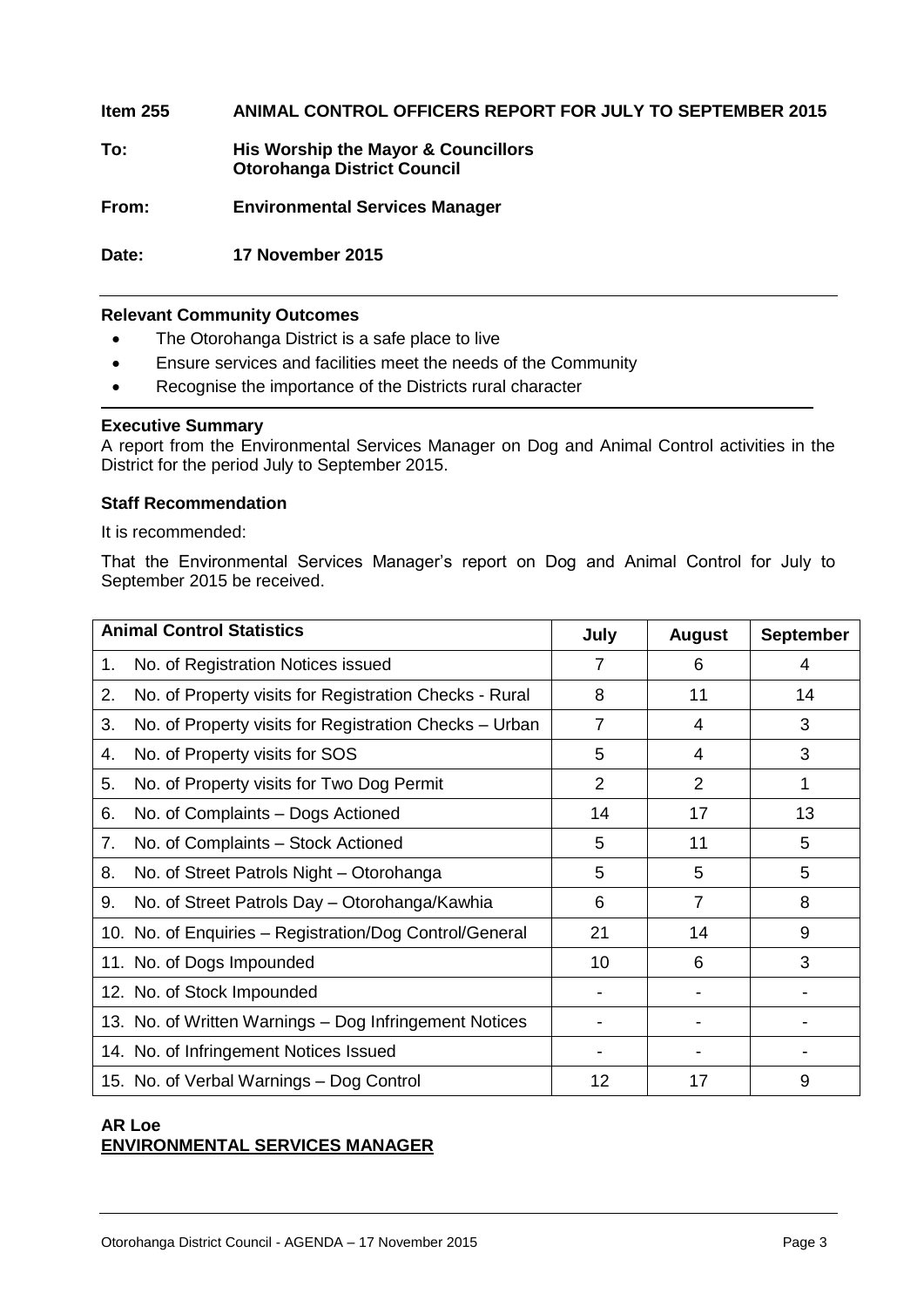**Item 255 ANIMAL CONTROL OFFICERS REPORT FOR JULY TO SEPTEMBER 2015**

**To:** **His Worship the Mayor & Councillors**
**Otorohanga District Council**

**From:** **Environmental Services Manager**

**Date:** **17 November 2015**

**Relevant Community Outcomes**

- The Otorohanga District is a safe place to live
- Ensure services and facilities meet the needs of the Community
- Recognise the importance of the Districts rural character

**Executive Summary**

A report from the Environmental Services Manager on Dog and Animal Control activities in the District for the period July to September 2015.

**Staff Recommendation**

It is recommended:

That the Environmental Services Manager's report on Dog and Animal Control for July to September 2015 be received.

| Animal Control Statistics | July | August | September |
|---|---|---|---|
| 1. No. of Registration Notices issued | 7 | 6 | 4 |
| 2. No. of Property visits for Registration Checks - Rural | 8 | 11 | 14 |
| 3. No. of Property visits for Registration Checks – Urban | 7 | 4 | 3 |
| 4. No. of Property visits for SOS | 5 | 4 | 3 |
| 5. No. of Property visits for Two Dog Permit | 2 | 2 | 1 |
| 6. No. of Complaints – Dogs Actioned | 14 | 17 | 13 |
| 7. No. of Complaints – Stock Actioned | 5 | 11 | 5 |
| 8. No. of Street Patrols Night – Otorohanga | 5 | 5 | 5 |
| 9. No. of Street Patrols Day – Otorohanga/Kawhia | 6 | 7 | 8 |
| 10. No. of Enquiries – Registration/Dog Control/General | 21 | 14 | 9 |
| 11. No. of Dogs Impounded | 10 | 6 | 3 |
| 12. No. of Stock Impounded | - | - | - |
| 13. No. of Written Warnings – Dog Infringement Notices | - | - | - |
| 14. No. of Infringement Notices Issued | - | - | - |
| 15. No. of Verbal Warnings – Dog Control | 12 | 17 | 9 |

**AR Loe**
**ENVIRONMENTAL SERVICES MANAGER**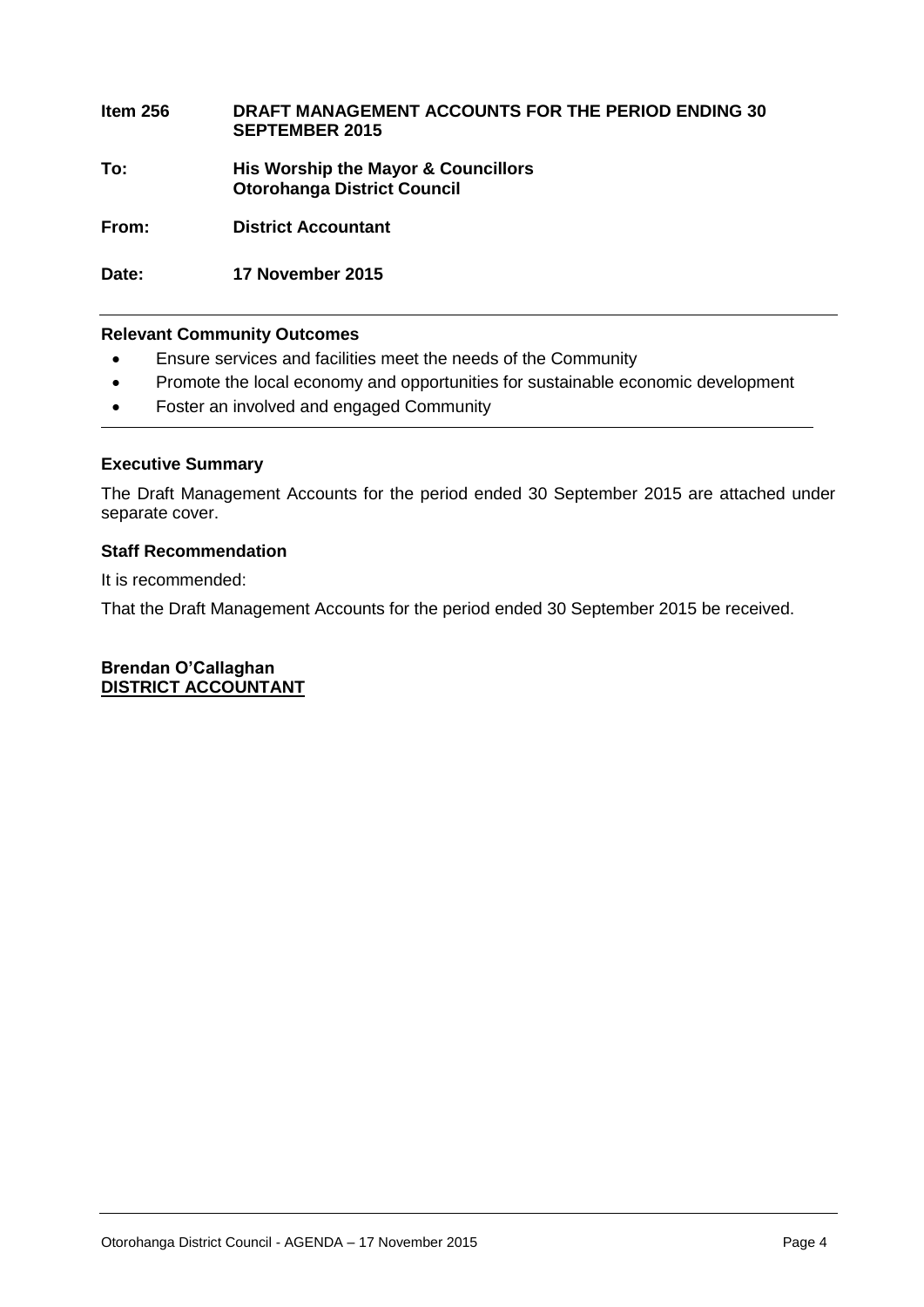**Item 256** **DRAFT MANAGEMENT ACCOUNTS FOR THE PERIOD ENDING 30 SEPTEMBER 2015**

**To:** **His Worship the Mayor & Councillors**
**Otorohanga District Council**

**From:** **District Accountant**

**Date:** **17 November 2015**

---

**Relevant Community Outcomes**

- Ensure services and facilities meet the needs of the Community
- Promote the local economy and opportunities for sustainable economic development
- Foster an involved and engaged Community

---

**Executive Summary**

The Draft Management Accounts for the period ended 30 September 2015 are attached under separate cover.

**Staff Recommendation**

It is recommended:

That the Draft Management Accounts for the period ended 30 September 2015 be received.

**Brendan O'Callaghan**
**DISTRICT ACCOUNTANT**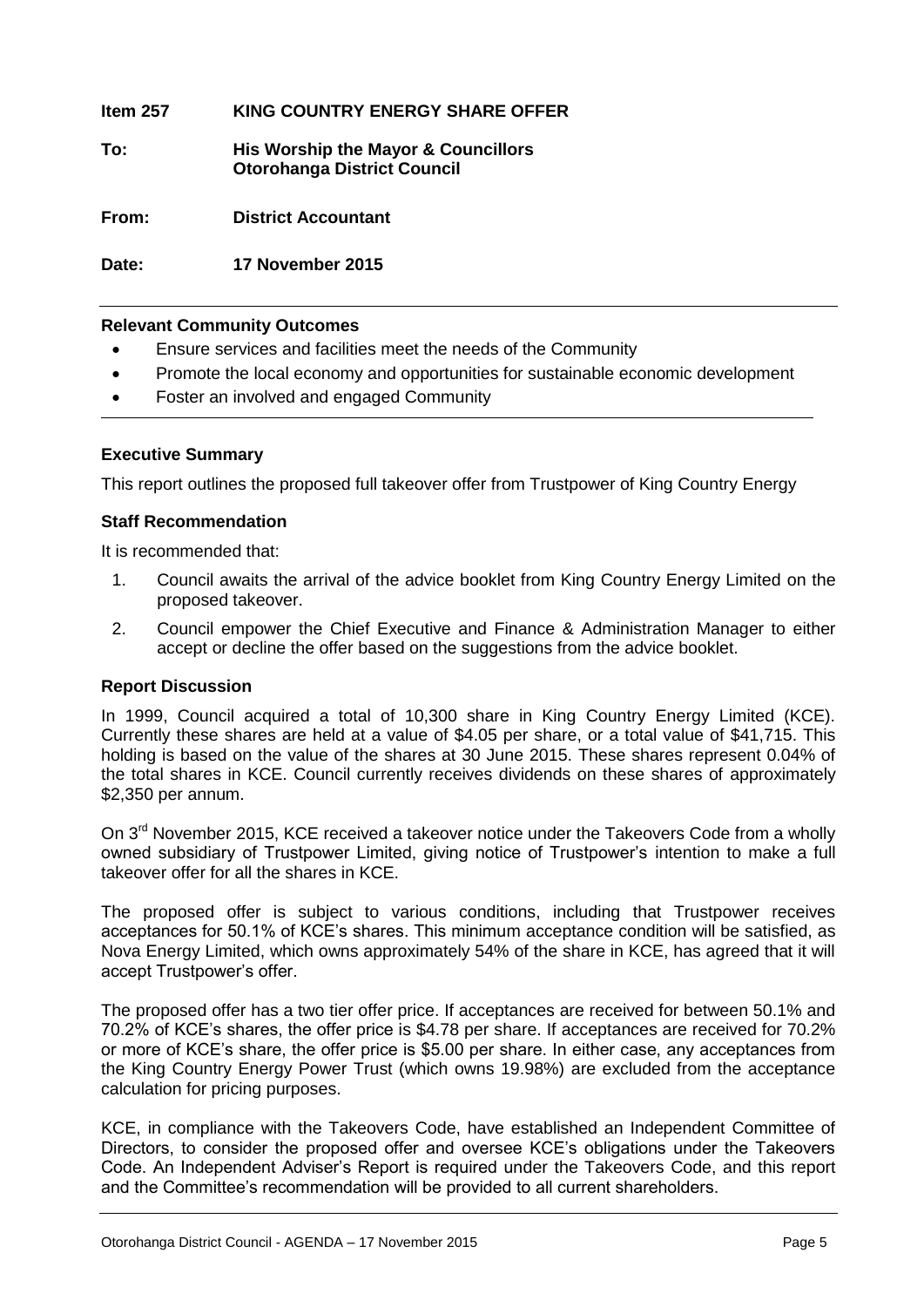**Item 257 KING COUNTRY ENERGY SHARE OFFER**

**To: His Worship the Mayor & Councillors**
**Otorohanga District Council**

**From: District Accountant**

**Date: 17 November 2015**

---

**Relevant Community Outcomes**

- Ensure services and facilities meet the needs of the Community
- Promote the local economy and opportunities for sustainable economic development
- Foster an involved and engaged Community

---

**Executive Summary**

This report outlines the proposed full takeover offer from Trustpower of King Country Energy

**Staff Recommendation**

It is recommended that:

1. Council awaits the arrival of the advice booklet from King Country Energy Limited on the proposed takeover.
2. Council empower the Chief Executive and Finance & Administration Manager to either accept or decline the offer based on the suggestions from the advice booklet.

**Report Discussion**

In 1999, Council acquired a total of 10,300 share in King Country Energy Limited (KCE). Currently these shares are held at a value of $4.05 per share, or a total value of $41,715. This holding is based on the value of the shares at 30 June 2015. These shares represent 0.04% of the total shares in KCE. Council currently receives dividends on these shares of approximately $2,350 per annum.

On 3rd November 2015, KCE received a takeover notice under the Takeovers Code from a wholly owned subsidiary of Trustpower Limited, giving notice of Trustpower's intention to make a full takeover offer for all the shares in KCE.

The proposed offer is subject to various conditions, including that Trustpower receives acceptances for 50.1% of KCE's shares. This minimum acceptance condition will be satisfied, as Nova Energy Limited, which owns approximately 54% of the share in KCE, has agreed that it will accept Trustpower's offer.

The proposed offer has a two tier offer price. If acceptances are received for between 50.1% and 70.2% of KCE's shares, the offer price is $4.78 per share. If acceptances are received for 70.2% or more of KCE's share, the offer price is $5.00 per share. In either case, any acceptances from the King Country Energy Power Trust (which owns 19.98%) are excluded from the acceptance calculation for pricing purposes.

KCE, in compliance with the Takeovers Code, have established an Independent Committee of Directors, to consider the proposed offer and oversee KCE's obligations under the Takeovers Code. An Independent Adviser's Report is required under the Takeovers Code, and this report and the Committee's recommendation will be provided to all current shareholders.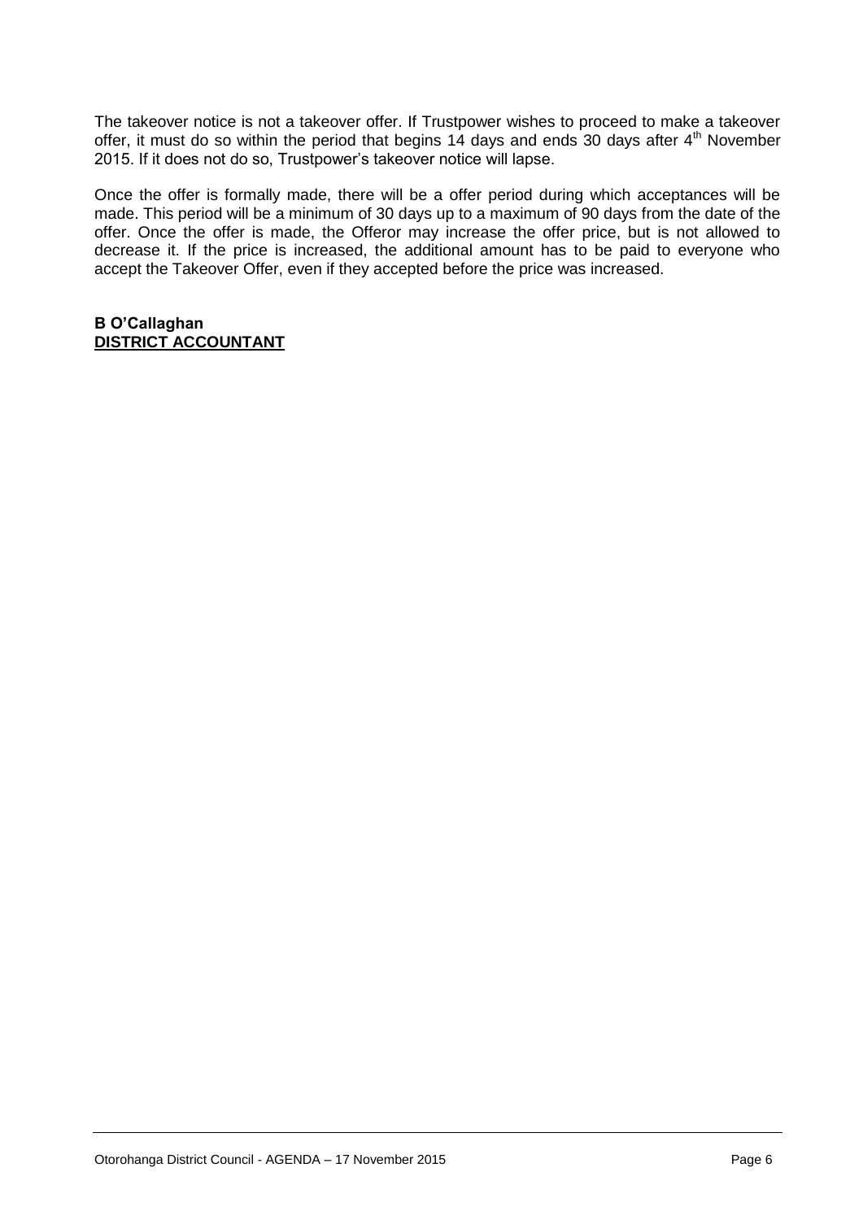The takeover notice is not a takeover offer. If Trustpower wishes to proceed to make a takeover offer, it must do so within the period that begins 14 days and ends 30 days after 4th November 2015. If it does not do so, Trustpower's takeover notice will lapse.

Once the offer is formally made, there will be a offer period during which acceptances will be made. This period will be a minimum of 30 days up to a maximum of 90 days from the date of the offer. Once the offer is made, the Offeror may increase the offer price, but is not allowed to decrease it. If the price is increased, the additional amount has to be paid to everyone who accept the Takeover Offer, even if they accepted before the price was increased.

**B O'Callaghan**
**DISTRICT ACCOUNTANT**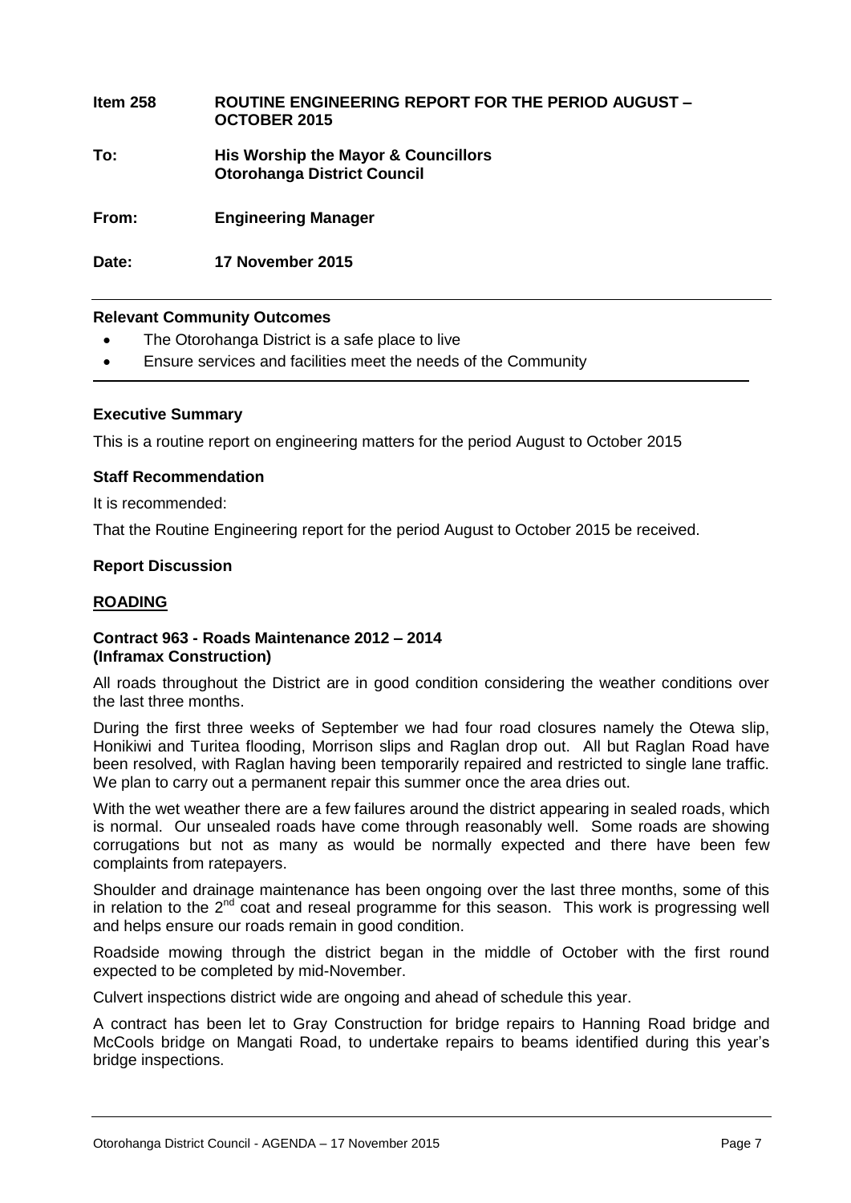**Item 258 ROUTINE ENGINEERING REPORT FOR THE PERIOD AUGUST – OCTOBER 2015**

**To: His Worship the Mayor & Councillors**
**Otorohanga District Council**

**From: Engineering Manager**

**Date: 17 November 2015**

---

**Relevant Community Outcomes**

- The Otorohanga District is a safe place to live
- Ensure services and facilities meet the needs of the Community

---

**Executive Summary**

This is a routine report on engineering matters for the period August to October 2015

**Staff Recommendation**

It is recommended:

That the Routine Engineering report for the period August to October 2015 be received.

**Report Discussion**

**ROADING**

**Contract 963 - Roads Maintenance 2012 – 2014**
**(Inframax Construction)**

All roads throughout the District are in good condition considering the weather conditions over the last three months.

During the first three weeks of September we had four road closures namely the Otewa slip, Honikiwi and Turitea flooding, Morrison slips and Raglan drop out. All but Raglan Road have been resolved, with Raglan having been temporarily repaired and restricted to single lane traffic. We plan to carry out a permanent repair this summer once the area dries out.

With the wet weather there are a few failures around the district appearing in sealed roads, which is normal. Our unsealed roads have come through reasonably well. Some roads are showing corrugations but not as many as would be normally expected and there have been few complaints from ratepayers.

Shoulder and drainage maintenance has been ongoing over the last three months, some of this in relation to the 2nd coat and reseal programme for this season. This work is progressing well and helps ensure our roads remain in good condition.

Roadside mowing through the district began in the middle of October with the first round expected to be completed by mid-November.

Culvert inspections district wide are ongoing and ahead of schedule this year.

A contract has been let to Gray Construction for bridge repairs to Hanning Road bridge and McCools bridge on Mangati Road, to undertake repairs to beams identified during this year's bridge inspections.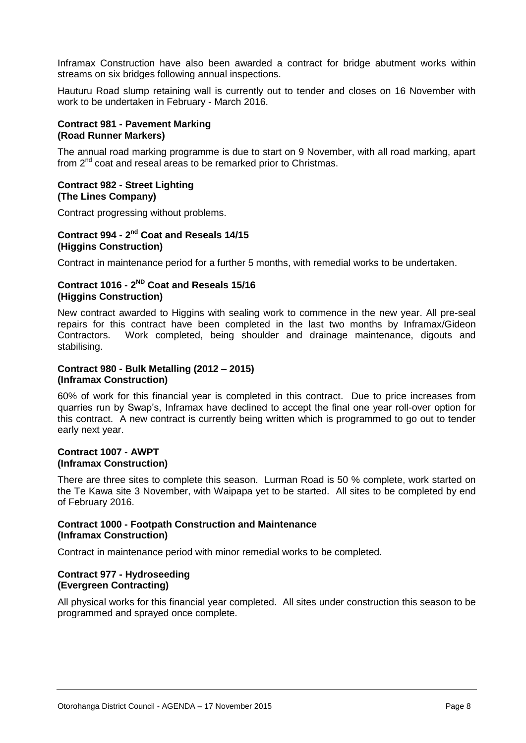Inframax Construction have also been awarded a contract for bridge abutment works within streams on six bridges following annual inspections.

Hauturu Road slump retaining wall is currently out to tender and closes on 16 November with work to be undertaken in February - March 2016.

**Contract 981 - Pavement Marking**
**(Road Runner Markers)**

The annual road marking programme is due to start on 9 November, with all road marking, apart from 2nd coat and reseal areas to be remarked prior to Christmas.

**Contract 982 - Street Lighting**
**(The Lines Company)**

Contract progressing without problems.

**Contract 994 - 2nd Coat and Reseals 14/15**
**(Higgins Construction)**

Contract in maintenance period for a further 5 months, with remedial works to be undertaken.

**Contract 1016 - 2ND Coat and Reseals 15/16**
**(Higgins Construction)**

New contract awarded to Higgins with sealing work to commence in the new year. All pre-seal repairs for this contract have been completed in the last two months by Inframax/Gideon Contractors. Work completed, being shoulder and drainage maintenance, digouts and stabilising.

**Contract 980 - Bulk Metalling (2012 – 2015)**
**(Inframax Construction)**

60% of work for this financial year is completed in this contract. Due to price increases from quarries run by Swap's, Inframax have declined to accept the final one year roll-over option for this contract. A new contract is currently being written which is programmed to go out to tender early next year.

**Contract 1007 - AWPT**
**(Inframax Construction)**

There are three sites to complete this season. Lurman Road is 50 % complete, work started on the Te Kawa site 3 November, with Waipapa yet to be started. All sites to be completed by end of February 2016.

**Contract 1000 - Footpath Construction and Maintenance**
**(Inframax Construction)**

Contract in maintenance period with minor remedial works to be completed.

**Contract 977 - Hydroseeding**
**(Evergreen Contracting)**

All physical works for this financial year completed. All sites under construction this season to be programmed and sprayed once complete.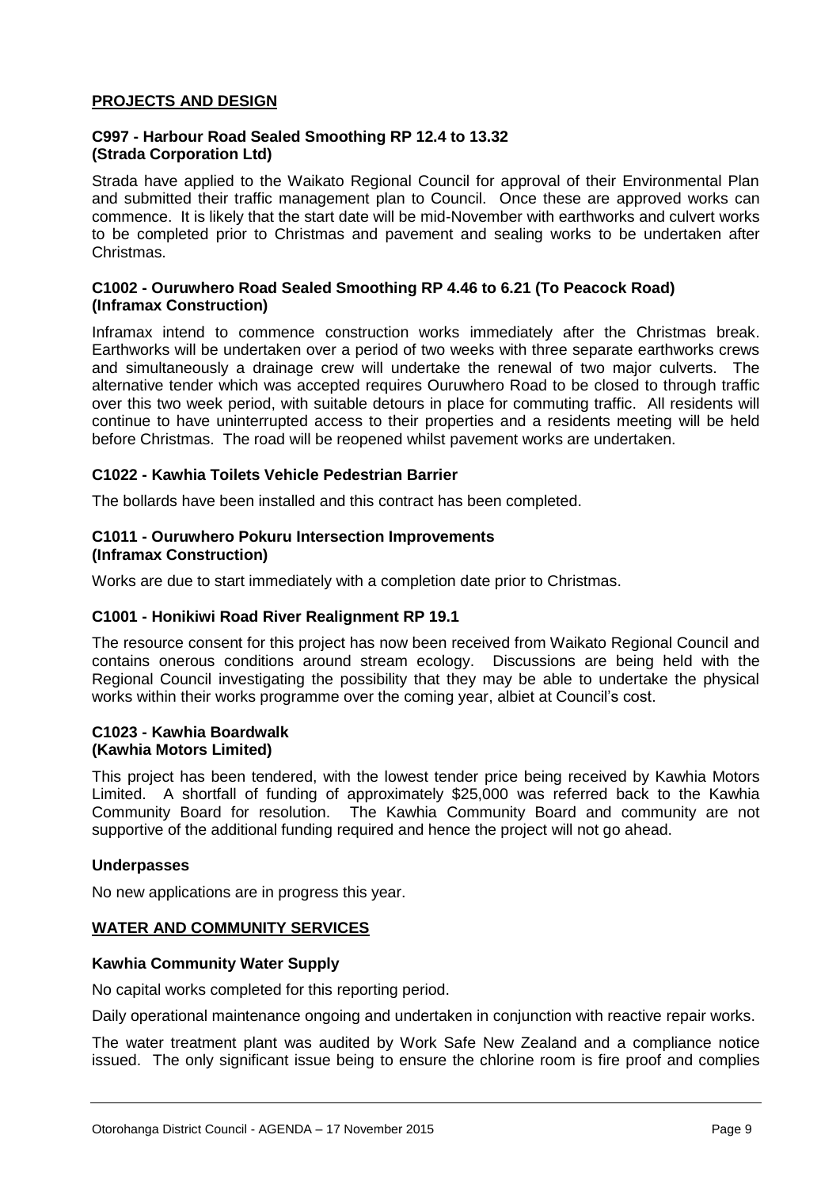## PROJECTS AND DESIGN

### C997 - Harbour Road Sealed Smoothing RP 12.4 to 13.32 (Strada Corporation Ltd)

Strada have applied to the Waikato Regional Council for approval of their Environmental Plan and submitted their traffic management plan to Council. Once these are approved works can commence. It is likely that the start date will be mid-November with earthworks and culvert works to be completed prior to Christmas and pavement and sealing works to be undertaken after Christmas.

### C1002 - Ouruwhero Road Sealed Smoothing RP 4.46 to 6.21 (To Peacock Road) (Inframax Construction)

Inframax intend to commence construction works immediately after the Christmas break. Earthworks will be undertaken over a period of two weeks with three separate earthworks crews and simultaneously a drainage crew will undertake the renewal of two major culverts. The alternative tender which was accepted requires Ouruwhero Road to be closed to through traffic over this two week period, with suitable detours in place for commuting traffic. All residents will continue to have uninterrupted access to their properties and a residents meeting will be held before Christmas. The road will be reopened whilst pavement works are undertaken.

### C1022 - Kawhia Toilets Vehicle Pedestrian Barrier

The bollards have been installed and this contract has been completed.

### C1011 - Ouruwhero Pokuru Intersection Improvements (Inframax Construction)

Works are due to start immediately with a completion date prior to Christmas.

### C1001 - Honikiwi Road River Realignment RP 19.1

The resource consent for this project has now been received from Waikato Regional Council and contains onerous conditions around stream ecology. Discussions are being held with the Regional Council investigating the possibility that they may be able to undertake the physical works within their works programme over the coming year, albiet at Council's cost.

### C1023 - Kawhia Boardwalk (Kawhia Motors Limited)

This project has been tendered, with the lowest tender price being received by Kawhia Motors Limited. A shortfall of funding of approximately $25,000 was referred back to the Kawhia Community Board for resolution. The Kawhia Community Board and community are not supportive of the additional funding required and hence the project will not go ahead.

### Underpasses

No new applications are in progress this year.

## WATER AND COMMUNITY SERVICES

### Kawhia Community Water Supply

No capital works completed for this reporting period.

Daily operational maintenance ongoing and undertaken in conjunction with reactive repair works.

The water treatment plant was audited by Work Safe New Zealand and a compliance notice issued. The only significant issue being to ensure the chlorine room is fire proof and complies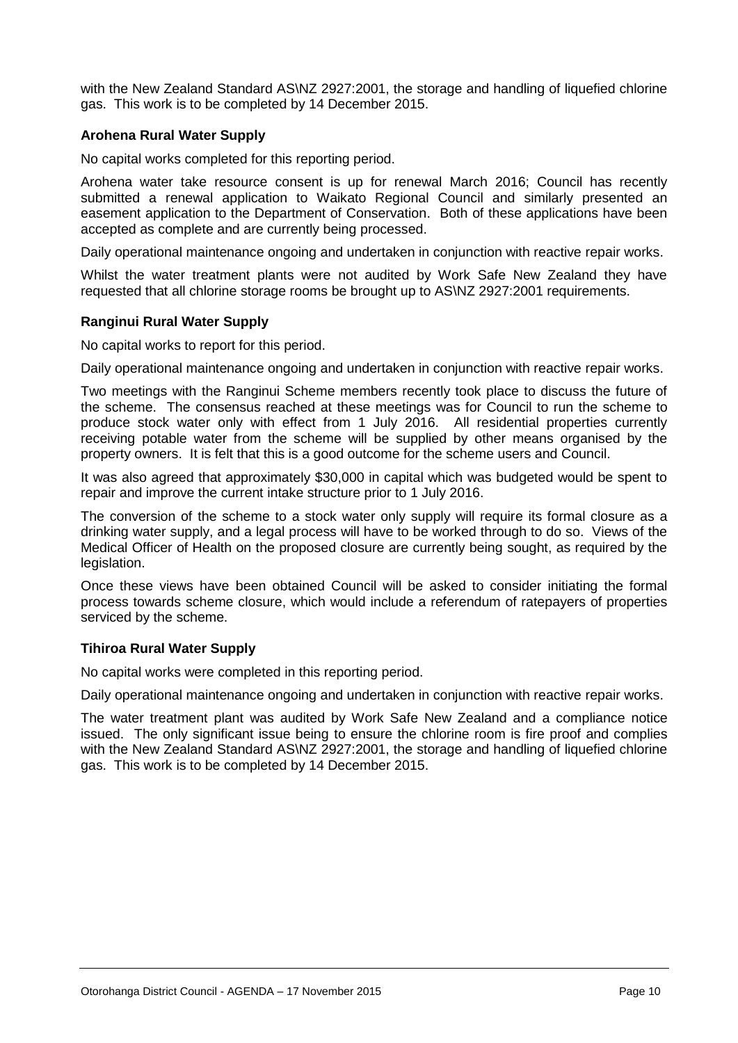with the New Zealand Standard AS\NZ 2927:2001, the storage and handling of liquefied chlorine gas. This work is to be completed by 14 December 2015.

**Arohena Rural Water Supply**

No capital works completed for this reporting period.

Arohena water take resource consent is up for renewal March 2016; Council has recently submitted a renewal application to Waikato Regional Council and similarly presented an easement application to the Department of Conservation. Both of these applications have been accepted as complete and are currently being processed.

Daily operational maintenance ongoing and undertaken in conjunction with reactive repair works.

Whilst the water treatment plants were not audited by Work Safe New Zealand they have requested that all chlorine storage rooms be brought up to AS\NZ 2927:2001 requirements.

**Ranginui Rural Water Supply**

No capital works to report for this period.

Daily operational maintenance ongoing and undertaken in conjunction with reactive repair works.

Two meetings with the Ranginui Scheme members recently took place to discuss the future of the scheme. The consensus reached at these meetings was for Council to run the scheme to produce stock water only with effect from 1 July 2016. All residential properties currently receiving potable water from the scheme will be supplied by other means organised by the property owners. It is felt that this is a good outcome for the scheme users and Council.

It was also agreed that approximately $30,000 in capital which was budgeted would be spent to repair and improve the current intake structure prior to 1 July 2016.

The conversion of the scheme to a stock water only supply will require its formal closure as a drinking water supply, and a legal process will have to be worked through to do so. Views of the Medical Officer of Health on the proposed closure are currently being sought, as required by the legislation.

Once these views have been obtained Council will be asked to consider initiating the formal process towards scheme closure, which would include a referendum of ratepayers of properties serviced by the scheme.

**Tihiroa Rural Water Supply**

No capital works were completed in this reporting period.

Daily operational maintenance ongoing and undertaken in conjunction with reactive repair works.

The water treatment plant was audited by Work Safe New Zealand and a compliance notice issued. The only significant issue being to ensure the chlorine room is fire proof and complies with the New Zealand Standard AS\NZ 2927:2001, the storage and handling of liquefied chlorine gas. This work is to be completed by 14 December 2015.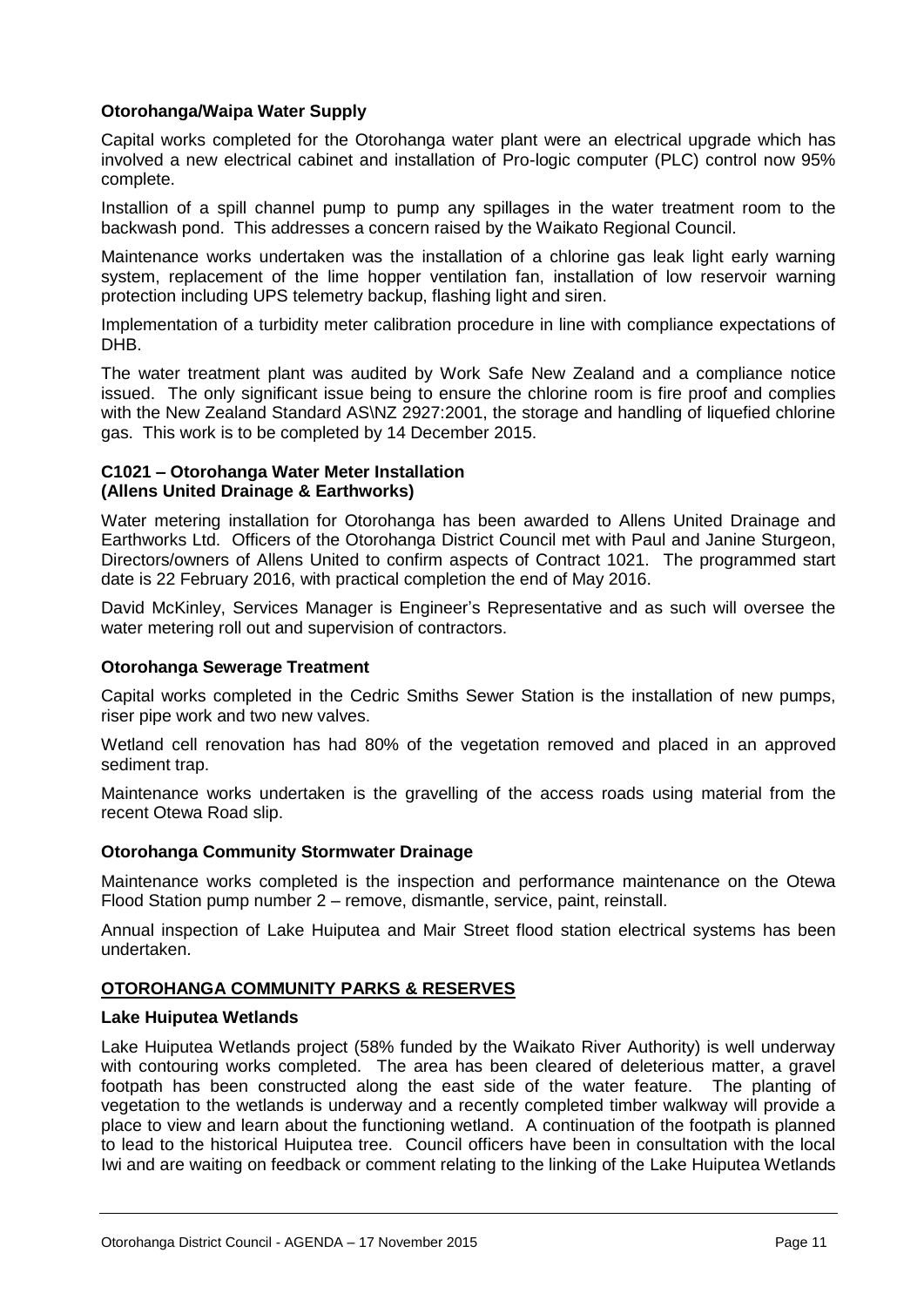**Otorohanga/Waipa Water Supply**

Capital works completed for the Otorohanga water plant were an electrical upgrade which has involved a new electrical cabinet and installation of Pro-logic computer (PLC) control now 95% complete.

Installion of a spill channel pump to pump any spillages in the water treatment room to the backwash pond. This addresses a concern raised by the Waikato Regional Council.

Maintenance works undertaken was the installation of a chlorine gas leak light early warning system, replacement of the lime hopper ventilation fan, installation of low reservoir warning protection including UPS telemetry backup, flashing light and siren.

Implementation of a turbidity meter calibration procedure in line with compliance expectations of DHB.

The water treatment plant was audited by Work Safe New Zealand and a compliance notice issued. The only significant issue being to ensure the chlorine room is fire proof and complies with the New Zealand Standard AS\NZ 2927:2001, the storage and handling of liquefied chlorine gas. This work is to be completed by 14 December 2015.

**C1021 – Otorohanga Water Meter Installation (Allens United Drainage & Earthworks)**

Water metering installation for Otorohanga has been awarded to Allens United Drainage and Earthworks Ltd. Officers of the Otorohanga District Council met with Paul and Janine Sturgeon, Directors/owners of Allens United to confirm aspects of Contract 1021. The programmed start date is 22 February 2016, with practical completion the end of May 2016.

David McKinley, Services Manager is Engineer's Representative and as such will oversee the water metering roll out and supervision of contractors.

**Otorohanga Sewerage Treatment**

Capital works completed in the Cedric Smiths Sewer Station is the installation of new pumps, riser pipe work and two new valves.

Wetland cell renovation has had 80% of the vegetation removed and placed in an approved sediment trap.

Maintenance works undertaken is the gravelling of the access roads using material from the recent Otewa Road slip.

**Otorohanga Community Stormwater Drainage**

Maintenance works completed is the inspection and performance maintenance on the Otewa Flood Station pump number 2 – remove, dismantle, service, paint, reinstall.

Annual inspection of Lake Huiputea and Mair Street flood station electrical systems has been undertaken.

**OTOROHANGA COMMUNITY PARKS & RESERVES**

**Lake Huiputea Wetlands**

Lake Huiputea Wetlands project (58% funded by the Waikato River Authority) is well underway with contouring works completed. The area has been cleared of deleterious matter, a gravel footpath has been constructed along the east side of the water feature. The planting of vegetation to the wetlands is underway and a recently completed timber walkway will provide a place to view and learn about the functioning wetland. A continuation of the footpath is planned to lead to the historical Huiputea tree. Council officers have been in consultation with the local Iwi and are waiting on feedback or comment relating to the linking of the Lake Huiputea Wetlands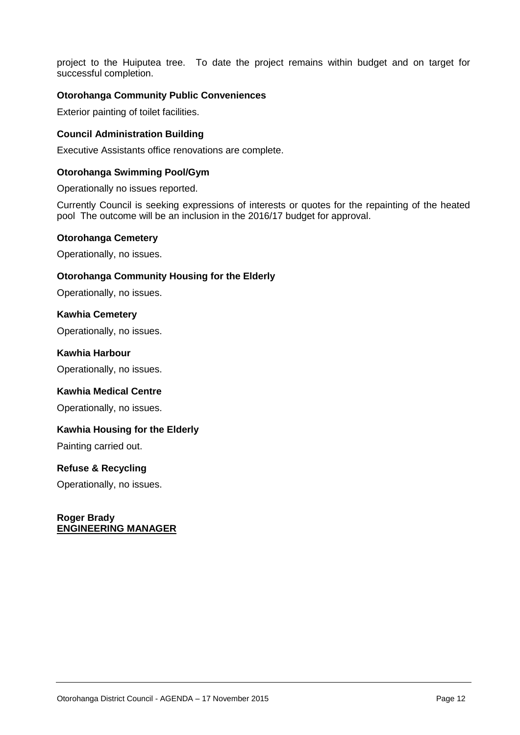project to the Huiputea tree. To date the project remains within budget and on target for successful completion.

**Otorohanga Community Public Conveniences**

Exterior painting of toilet facilities.

**Council Administration Building**

Executive Assistants office renovations are complete.

**Otorohanga Swimming Pool/Gym**

Operationally no issues reported.

Currently Council is seeking expressions of interests or quotes for the repainting of the heated pool The outcome will be an inclusion in the 2016/17 budget for approval.

**Otorohanga Cemetery**

Operationally, no issues.

**Otorohanga Community Housing for the Elderly**

Operationally, no issues.

**Kawhia Cemetery**

Operationally, no issues.

**Kawhia Harbour**

Operationally, no issues.

**Kawhia Medical Centre**

Operationally, no issues.

**Kawhia Housing for the Elderly**

Painting carried out.

**Refuse & Recycling**

Operationally, no issues.

**Roger Brady**
**ENGINEERING MANAGER**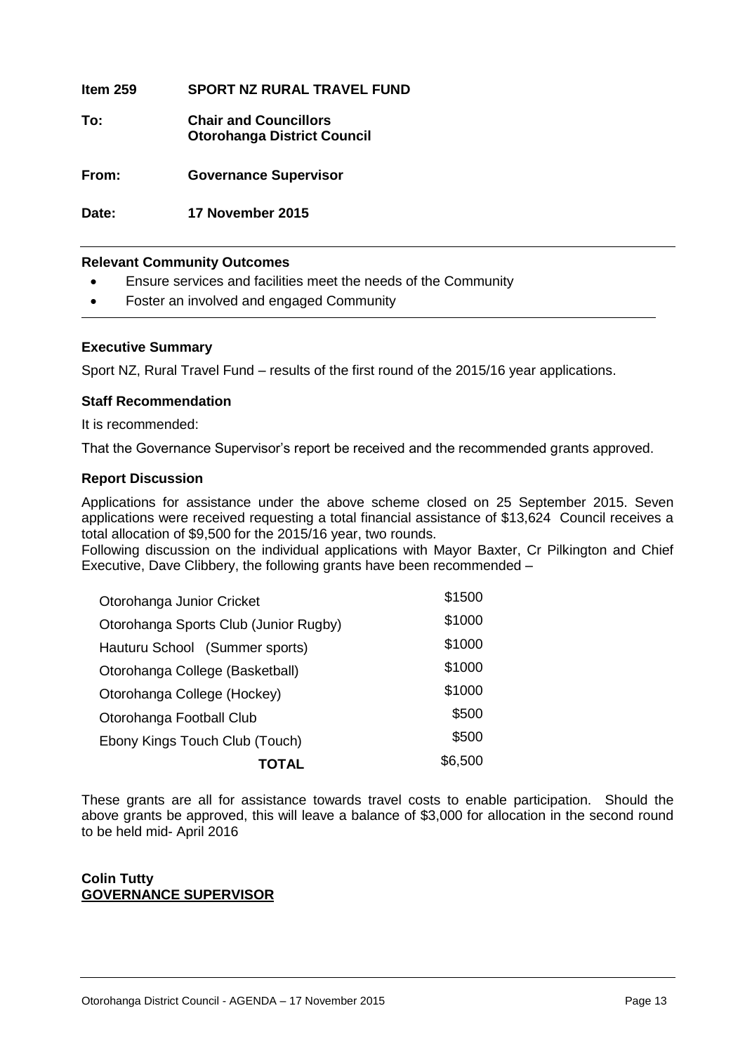**Item 259 SPORT NZ RURAL TRAVEL FUND**

**To: Chair and Councillors**
**Otorohanga District Council**

**From: Governance Supervisor**

**Date: 17 November 2015**

---

**Relevant Community Outcomes**

- Ensure services and facilities meet the needs of the Community
- Foster an involved and engaged Community

---

**Executive Summary**

Sport NZ, Rural Travel Fund – results of the first round of the 2015/16 year applications.

**Staff Recommendation**

It is recommended:

That the Governance Supervisor's report be received and the recommended grants approved.

**Report Discussion**

Applications for assistance under the above scheme closed on 25 September 2015. Seven applications were received requesting a total financial assistance of $13,624 Council receives a total allocation of $9,500 for the 2015/16 year, two rounds.

Following discussion on the individual applications with Mayor Baxter, Cr Pilkington and Chief Executive, Dave Clibbery, the following grants have been recommended –

| | |
|---|---|
| Otorohanga Junior Cricket | $1500 |
| Otorohanga Sports Club (Junior Rugby) | $1000 |
| Hauturu School (Summer sports) | $1000 |
| Otorohanga College (Basketball) | $1000 |
| Otorohanga College (Hockey) | $1000 |
| Otorohanga Football Club | $500 |
| Ebony Kings Touch Club (Touch) | $500 |
| **TOTAL** | $6,500 |

These grants are all for assistance towards travel costs to enable participation. Should the above grants be approved, this will leave a balance of $3,000 for allocation in the second round to be held mid- April 2016

**Colin Tutty**
**GOVERNANCE SUPERVISOR**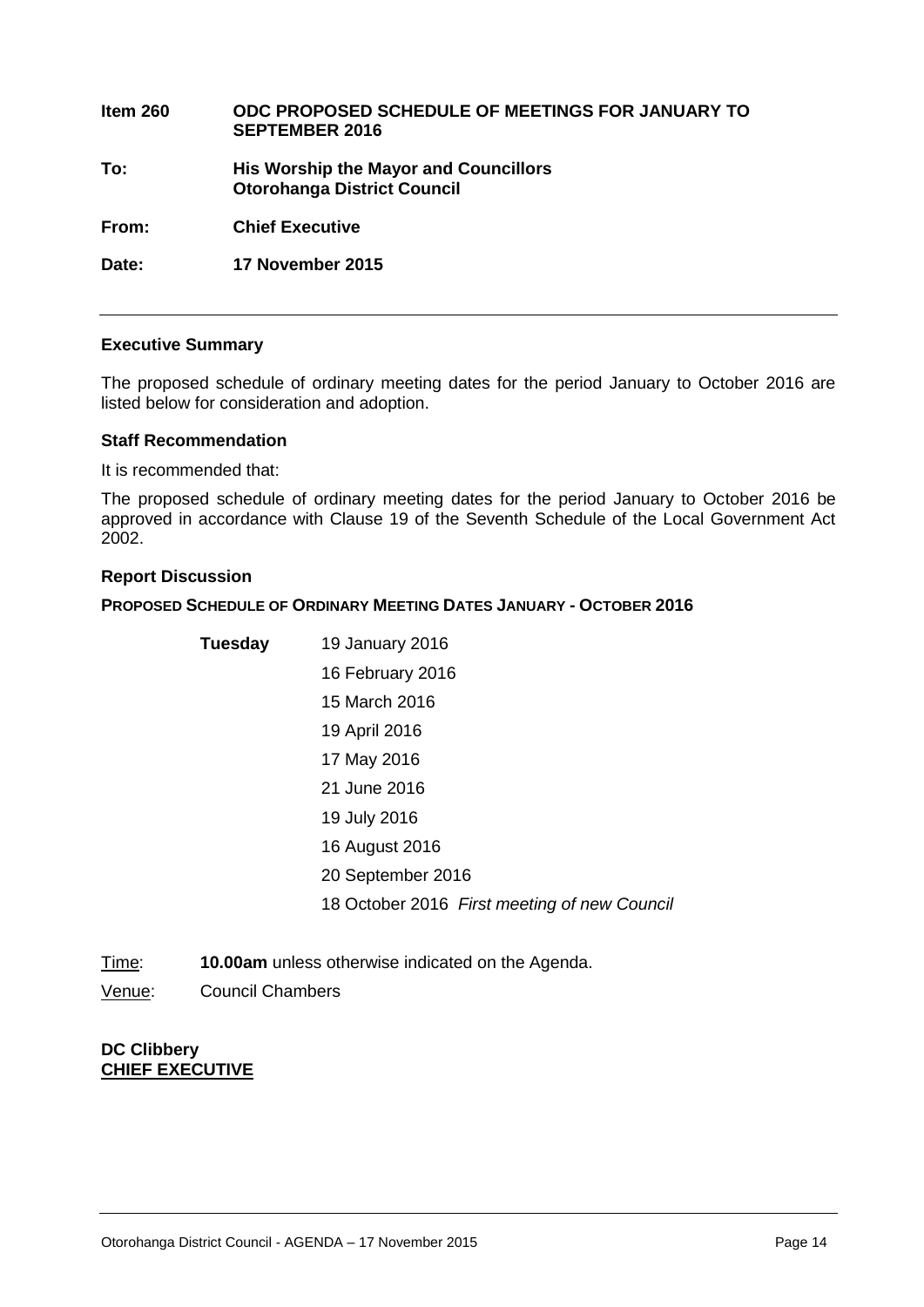| | |
|---|---|
| **Item 260** | **ODC PROPOSED SCHEDULE OF MEETINGS FOR JANUARY TO SEPTEMBER 2016** |
| **To:** | **His Worship the Mayor and Councillors Otorohanga District Council** |
| **From:** | **Chief Executive** |
| **Date:** | **17 November 2015** |

## Executive Summary

The proposed schedule of ordinary meeting dates for the period January to October 2016 are listed below for consideration and adoption.

## Staff Recommendation

It is recommended that:

The proposed schedule of ordinary meeting dates for the period January to October 2016 be approved in accordance with Clause 19 of the Seventh Schedule of the Local Government Act 2002.

## Report Discussion

### PROPOSED SCHEDULE OF ORDINARY MEETING DATES JANUARY - OCTOBER 2016

| | |
|---|---|
| **Tuesday** | 19 January 2016 |
| | 16 February 2016 |
| | 15 March 2016 |
| | 19 April 2016 |
| | 17 May 2016 |
| | 21 June 2016 |
| | 19 July 2016 |
| | 16 August 2016 |
| | 20 September 2016 |
| | 18 October 2016 *First meeting of new Council* |

Time: **10.00am** unless otherwise indicated on the Agenda.

Venue: Council Chambers

**DC Clibbery**
**CHIEF EXECUTIVE**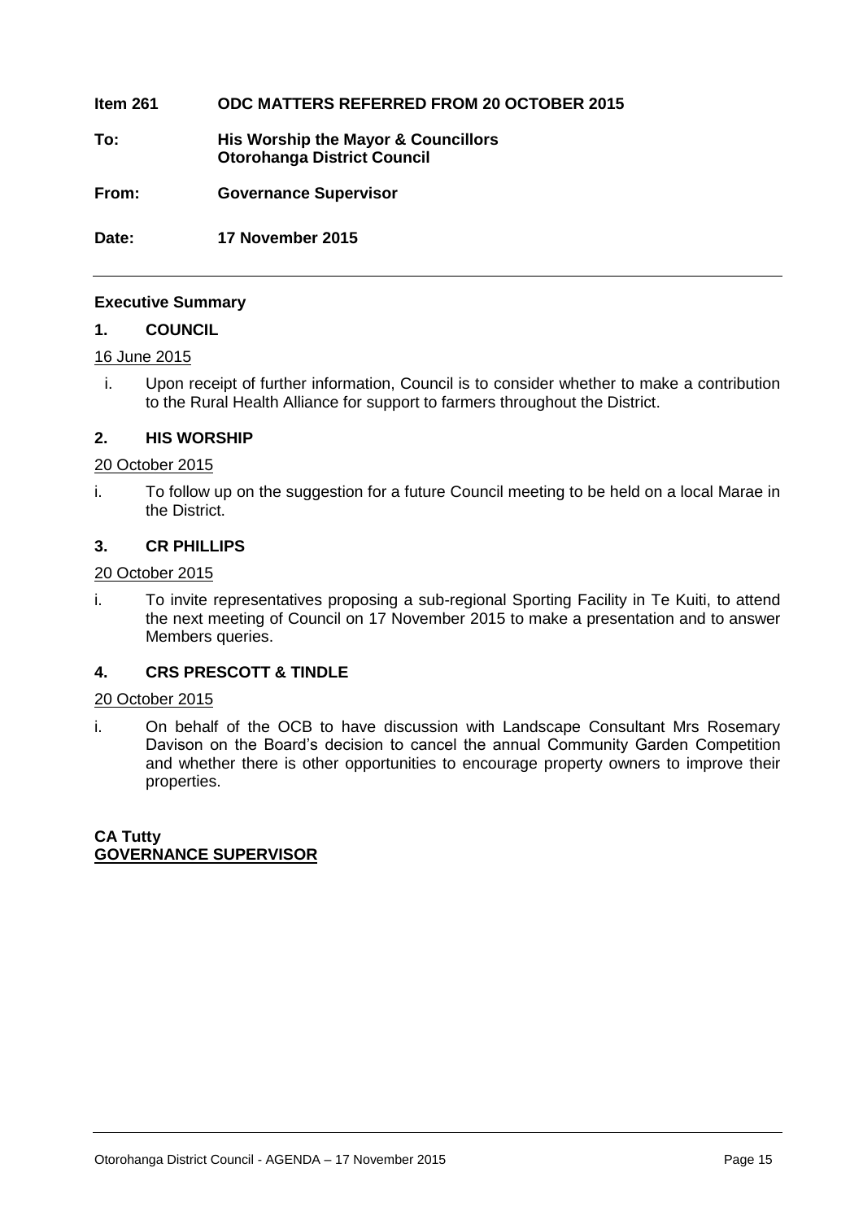**Item 261 ODC MATTERS REFERRED FROM 20 OCTOBER 2015**

**To: His Worship the Mayor & Councillors**
**Otorohanga District Council**

**From: Governance Supervisor**

**Date: 17 November 2015**

---

**Executive Summary**

**1. COUNCIL**

16 June 2015

i. Upon receipt of further information, Council is to consider whether to make a contribution to the Rural Health Alliance for support to farmers throughout the District.

**2. HIS WORSHIP**

20 October 2015

i. To follow up on the suggestion for a future Council meeting to be held on a local Marae in the District.

**3. CR PHILLIPS**

20 October 2015

i. To invite representatives proposing a sub-regional Sporting Facility in Te Kuiti, to attend the next meeting of Council on 17 November 2015 to make a presentation and to answer Members queries.

**4. CRS PRESCOTT & TINDLE**

20 October 2015

i. On behalf of the OCB to have discussion with Landscape Consultant Mrs Rosemary Davison on the Board's decision to cancel the annual Community Garden Competition and whether there is other opportunities to encourage property owners to improve their properties.

**CA Tutty**
**GOVERNANCE SUPERVISOR**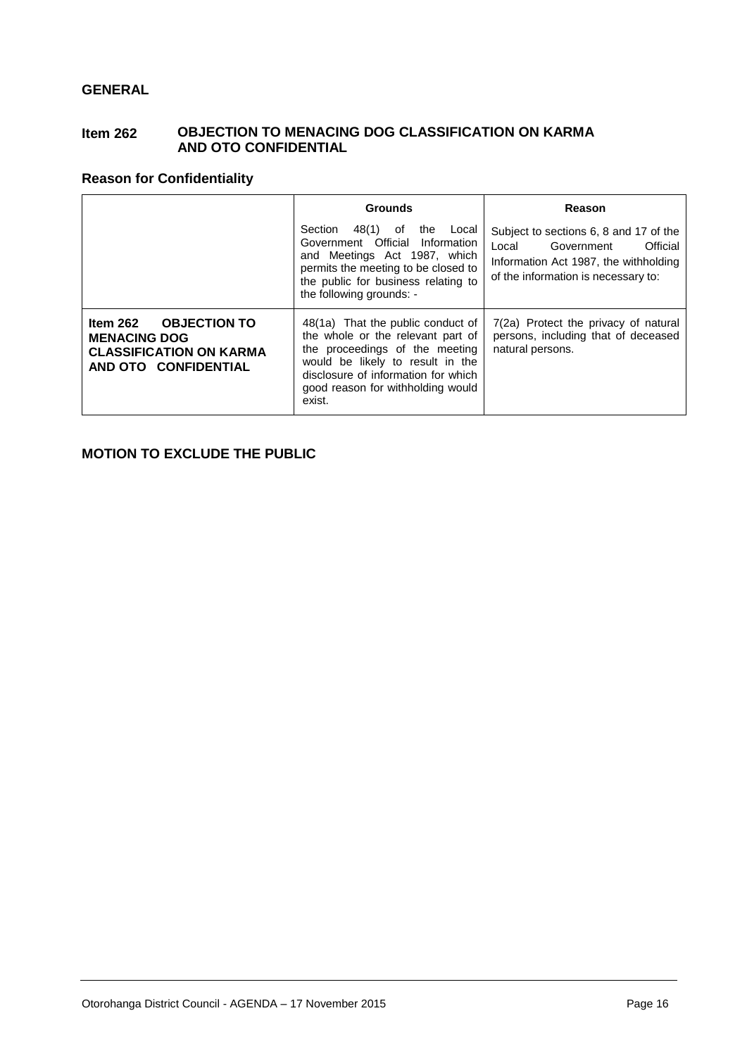## GENERAL

### Item 262 OBJECTION TO MENACING DOG CLASSIFICATION ON KARMA AND OTO CONFIDENTIAL

### Reason for Confidentiality

| | **Grounds** | **Reason** |
|---|---|---|
| | Section 48(1) of the Local Government Official Information and Meetings Act 1987, which permits the meeting to be closed to the public for business relating to the following grounds: - | Subject to sections 6, 8 and 17 of the Local Government Official Information Act 1987, the withholding of the information is necessary to: |
| **Item 262 OBJECTION TO MENACING DOG CLASSIFICATION ON KARMA AND OTO CONFIDENTIAL** | 48(1a) That the public conduct of the whole or the relevant part of the proceedings of the meeting would be likely to result in the disclosure of information for which good reason for withholding would exist. | 7(2a) Protect the privacy of natural persons, including that of deceased natural persons. |

### MOTION TO EXCLUDE THE PUBLIC